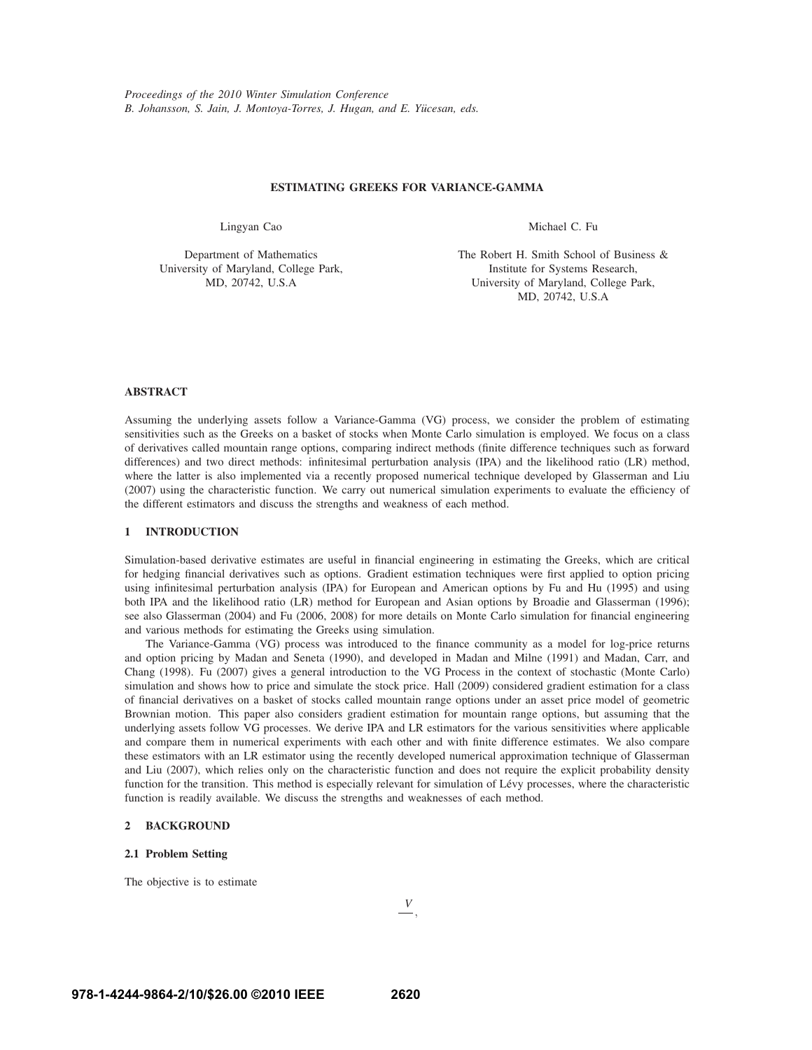*Proceedings of the 2010 Winter Simulation Conference*
*B. Johansson, S. Jain, J. Montoya-Torres, J. Hugan, and E. Yücesan, eds.*

# ESTIMATING GREEKS FOR VARIANCE-GAMMA

Lingyan Cao

Department of Mathematics
University of Maryland, College Park,
MD, 20742, U.S.A

Michael C. Fu

The Robert H. Smith School of Business &
Institute for Systems Research,
University of Maryland, College Park,
MD, 20742, U.S.A

## ABSTRACT

Assuming the underlying assets follow a Variance-Gamma (VG) process, we consider the problem of estimating sensitivities such as the Greeks on a basket of stocks when Monte Carlo simulation is employed. We focus on a class of derivatives called mountain range options, comparing indirect methods (finite difference techniques such as forward differences) and two direct methods: infinitesimal perturbation analysis (IPA) and the likelihood ratio (LR) method, where the latter is also implemented via a recently proposed numerical technique developed by Glasserman and Liu (2007) using the characteristic function. We carry out numerical simulation experiments to evaluate the efficiency of the different estimators and discuss the strengths and weakness of each method.

## 1 INTRODUCTION

Simulation-based derivative estimates are useful in financial engineering in estimating the Greeks, which are critical for hedging financial derivatives such as options. Gradient estimation techniques were first applied to option pricing using infinitesimal perturbation analysis (IPA) for European and American options by Fu and Hu (1995) and using both IPA and the likelihood ratio (LR) method for European and Asian options by Broadie and Glasserman (1996); see also Glasserman (2004) and Fu (2006, 2008) for more details on Monte Carlo simulation for financial engineering and various methods for estimating the Greeks using simulation.

The Variance-Gamma (VG) process was introduced to the finance community as a model for log-price returns and option pricing by Madan and Seneta (1990), and developed in Madan and Milne (1991) and Madan, Carr, and Chang (1998). Fu (2007) gives a general introduction to the VG Process in the context of stochastic (Monte Carlo) simulation and shows how to price and simulate the stock price. Hall (2009) considered gradient estimation for a class of financial derivatives on a basket of stocks called mountain range options under an asset price model of geometric Brownian motion. This paper also considers gradient estimation for mountain range options, but assuming that the underlying assets follow VG processes. We derive IPA and LR estimators for the various sensitivities where applicable and compare them in numerical experiments with each other and with finite difference estimates. We also compare these estimators with an LR estimator using the recently developed numerical approximation technique of Glasserman and Liu (2007), which relies only on the characteristic function and does not require the explicit probability density function for the transition. This method is especially relevant for simulation of Lévy processes, where the characteristic function is readily available. We discuss the strengths and weaknesses of each method.

## 2 BACKGROUND

### 2.1 Problem Setting

The objective is to estimate

$$\frac{V}{},$$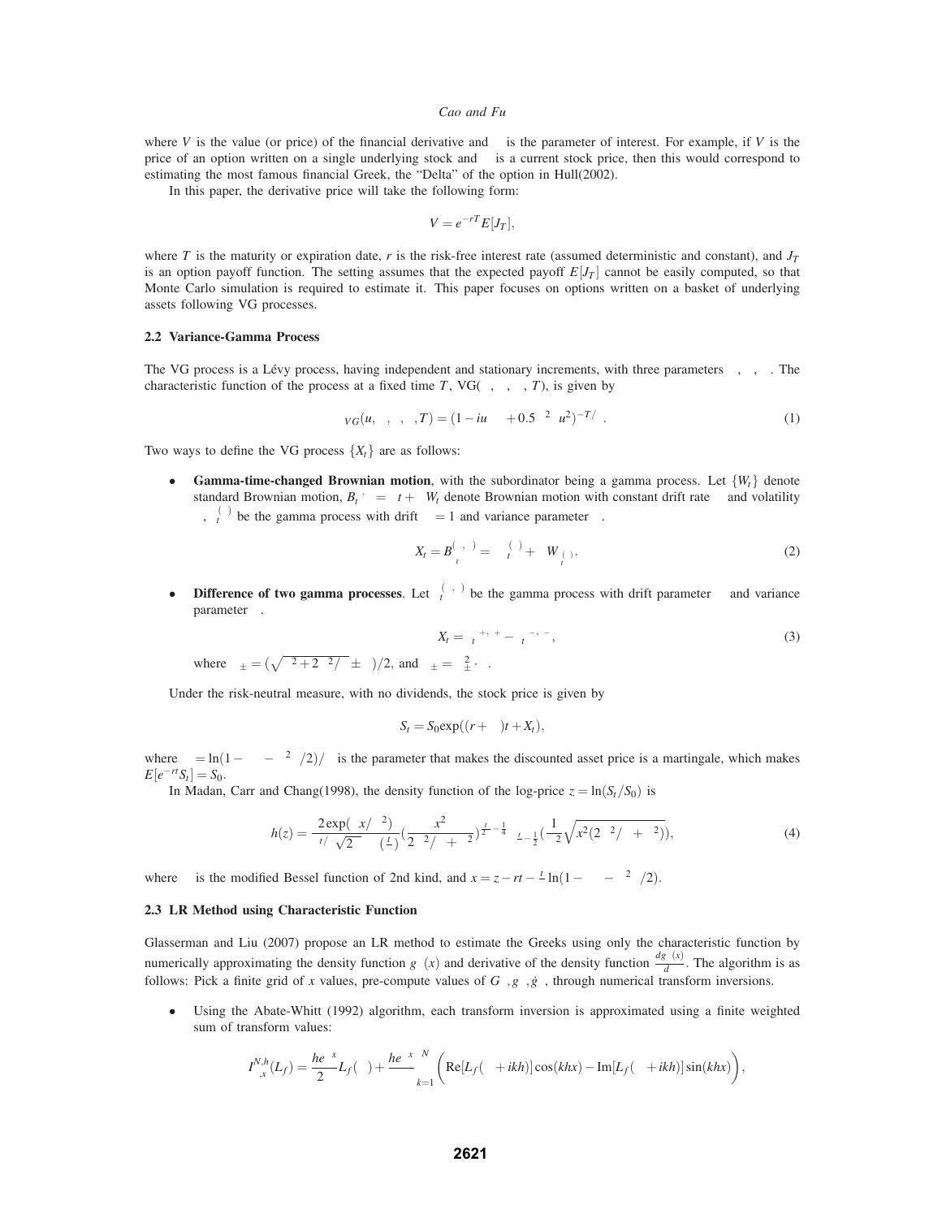where $V$ is the value (or price) of the financial derivative and $\theta$ is the parameter of interest. For example, if $V$ is the price of an option written on a single underlying stock and $\theta$ is a current stock price, then this would correspond to estimating the most famous financial Greek, the "Delta" of the option in Hull(2002).

In this paper, the derivative price will take the following form:

$$V = e^{-rT} E[J_T],$$

where $T$ is the maturity or expiration date, $r$ is the risk-free interest rate (assumed deterministic and constant), and $J_T$ is an option payoff function. The setting assumes that the expected payoff $E[J_T]$ cannot be easily computed, so that Monte Carlo simulation is required to estimate it. This paper focuses on options written on a basket of underlying assets following VG processes.

### 2.2 Variance-Gamma Process

The VG process is a Lévy process, having independent and stationary increments, with three parameters $\sigma, \nu, \theta$. The characteristic function of the process at a fixed time $T$, $VG(\sigma, \nu, \theta, T)$, is given by

$$\phi_{VG}(u, \sigma, \nu, \theta, T) = (1 - iu\theta\nu + 0.5\sigma^2\nu u^2)^{-T/\nu}. \tag{1}$$

Two ways to define the VG process $\{X_t\}$ are as follows:

- **Gamma-time-changed Brownian motion**, with the subordinator being a gamma process. Let $\{W_t\}$ denote standard Brownian motion, $B_t^{(\theta,\sigma)} = \theta t + \sigma W_t$ denote Brownian motion with constant drift rate $\theta$ and volatility $\sigma$, $\gamma_t^{(\nu)}$ be the gamma process with drift $\mu = 1$ and variance parameter $\nu$.

$$X_t = B^{(\theta,\sigma)}_{\gamma_t^{(\nu)}} = \theta\gamma_t^{(\nu)} + \sigma W_{\gamma_t^{(\nu)}}. \tag{2}$$

- **Difference of two gamma processes**. Let $\gamma_t^{(\mu,\nu)}$ be the gamma process with drift parameter $\mu$ and variance parameter $\nu$.

$$X_t = \gamma_t^{\mu_+,\nu_+} - \gamma_t^{\mu_-,\nu_-}, \tag{3}$$

  where $\mu_\pm = (\sqrt{\theta^2 + 2\sigma^2/\nu} \pm \theta)/2$, and $\nu_\pm = \mu_\pm^2 \cdot \nu$.

Under the risk-neutral measure, with no dividends, the stock price is given by

$$S_t = S_0 \exp((r + \omega)t + X_t),$$

where $\omega = \ln(1 - \theta\nu - \sigma^2\nu/2)/\nu$ is the parameter that makes the discounted asset price is a martingale, which makes $E[e^{-rt}S_t] = S_0$.

In Madan, Carr and Chang(1998), the density function of the log-price $z = \ln(S_t/S_0)$ is

$$h(z) = \frac{2\exp(\theta x/\sigma^2)}{\nu^{t/\nu}\sqrt{2\pi}\sigma\Gamma(\frac{t}{\nu})}\left(\frac{x^2}{2\sigma^2/\nu + \theta^2}\right)^{\frac{t}{2\nu} - \frac{1}{4}} K_{\frac{t}{\nu} - \frac{1}{2}}\left(\frac{1}{\sigma^2}\sqrt{x^2(2\sigma^2/\nu + \theta^2)}\right), \tag{4}$$

where $K$ is the modified Bessel function of 2nd kind, and $x = z - rt - \frac{t}{\nu}\ln(1 - \theta\nu - \sigma^2\nu/2)$.

### 2.3 LR Method using Characteristic Function

Glasserman and Liu (2007) propose an LR method to estimate the Greeks using only the characteristic function by numerically approximating the density function $g_\theta(x)$ and derivative of the density function $\frac{dg_\theta(x)}{d\theta}$. The algorithm is as follows: Pick a finite grid of $x$ values, pre-compute values of $G_\theta, g_\theta, \dot{g}_\theta$, through numerical transform inversions.

- Using the Abate-Whitt (1992) algorithm, each transform inversion is approximated using a finite weighted sum of transform values:

$$I^{N,h}_{\theta,x}(L_f) = \frac{he^{ax}}{2\pi}L_f(a) + \frac{he^{ax}}{\pi}\sum_{k=1}^{N}\Big(\mathrm{Re}[L_f(a + ikh)]\cos(khx) - \mathrm{Im}[L_f(a + ikh)]\sin(khx)\Big),$$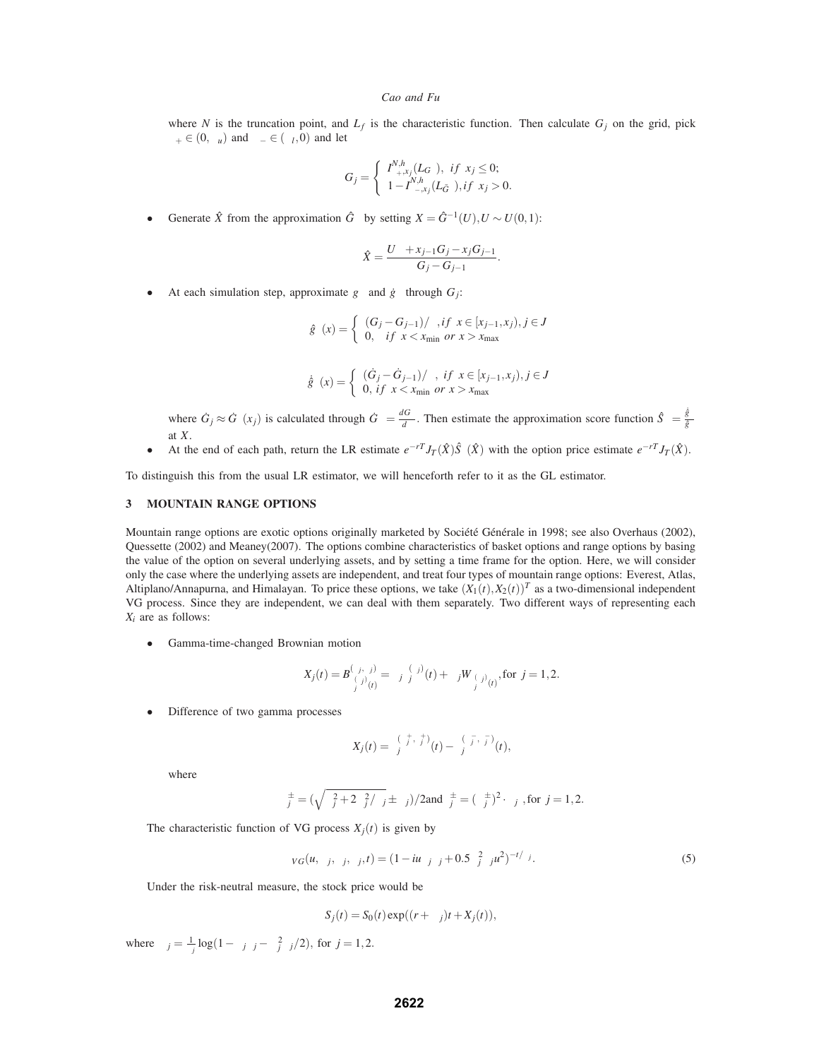where $N$ is the truncation point, and $L_f$ is the characteristic function. Then calculate $G_j$ on the grid, pick $\alpha_+ \in (0, \alpha_u)$ and $\alpha_- \in (\alpha_l, 0)$ and let

$$G_j = \begin{cases} I^{N,h}_{\alpha_+,x_j}(L_{G_\theta}), & if \;\; x_j \leq 0; \\ 1 - I^{N,h}_{\alpha_-,x_j}(L_{\bar{G}_\theta}), & if \;\; x_j > 0. \end{cases}$$

- Generate $\hat{X}$ from the approximation $\hat{G}_\theta$ by setting $X = \hat{G}^{-1}_\theta(U), U \sim U(0,1)$:

$$\hat{X} = \frac{U\delta + x_{j-1}G_j - x_j G_{j-1}}{G_j - G_{j-1}}.$$

- At each simulation step, approximate $g_\theta$ and $\dot{g}_\theta$ through $G_j$:

$$\hat{g}_\theta(x) = \begin{cases} (G_j - G_{j-1})/\delta, & if \;\; x \in [x_{j-1}, x_j), j \in J \\ 0, & if \;\; x < x_{\min} \;\; or \;\; x > x_{\max} \end{cases}$$

$$\hat{\dot{g}}_\theta(x) = \begin{cases} (\dot{G}_j - \dot{G}_{j-1})/\delta, & if \;\; x \in [x_{j-1}, x_j), j \in J \\ 0, & if \;\; x < x_{\min} \;\; or \;\; x > x_{\max} \end{cases}$$

where $\dot{G}_j \approx \dot{G}_\theta(x_j)$ is calculated through $\dot{G}_\theta = \frac{dG_\theta}{d\theta}$. Then estimate the approximation score function $\hat{S}_\theta = \frac{\hat{\dot{g}}_\theta}{\hat{g}_\theta}$ at $X$.

- At the end of each path, return the LR estimate $e^{-rT}J_T(\hat{X})\hat{S}_\theta(\hat{X})$ with the option price estimate $e^{-rT}J_T(\hat{X})$.

To distinguish this from the usual LR estimator, we will henceforth refer to it as the GL estimator.

## 3 MOUNTAIN RANGE OPTIONS

Mountain range options are exotic options originally marketed by Société Générale in 1998; see also Overhaus (2002), Quessette (2002) and Meaney(2007). The options combine characteristics of basket options and range options by basing the value of the option on several underlying assets, and by setting a time frame for the option. Here, we will consider only the case where the underlying assets are independent, and treat four types of mountain range options: Everest, Atlas, Altiplano/Annapurna, and Himalayan. To price these options, we take $(X_1(t), X_2(t))^T$ as a two-dimensional independent VG process. Since they are independent, we can deal with them separately. Two different ways of representing each $X_i$ are as follows:

- Gamma-time-changed Brownian motion

$$X_j(t) = B^{(\theta_j,\sigma_j)}_{\gamma^{(\nu_j)}_j(t)} = \theta_j\gamma^{(\nu_j)}_j(t) + \sigma_j W_{\gamma^{(\nu_j)}_j(t)}, \text{for } j = 1,2.$$

- Difference of two gamma processes

$$X_j(t) = \gamma^{(\mu^+_j,\nu^+_j)}_j(t) - \gamma^{(\mu^-_j,\nu^-_j)}_j(t),$$

where

$$\mu^\pm_j = (\sqrt{\theta^2_j + 2\sigma^2_j/\nu_j} \pm \theta_j)/2 \text{and } \nu^\pm_j = (\mu^\pm_j)^2 \cdot \nu_j, \text{for } j = 1,2.$$

The characteristic function of VG process $X_j(t)$ is given by

$$\phi_{VG}(u, \sigma_j, \nu_j, \theta_j, t) = (1 - iu\theta_j\nu_j + 0.5\sigma^2_j\nu_j u^2)^{-t/\nu_j}. \tag{5}$$

Under the risk-neutral measure, the stock price would be

$$S_j(t) = S_0(t)\exp((r + \omega_j)t + X_j(t)),$$

where $\omega_j = \frac{1}{\nu_j}\log(1 - \theta_j\nu_j - \sigma^2_j\nu_j/2)$, for $j = 1,2$.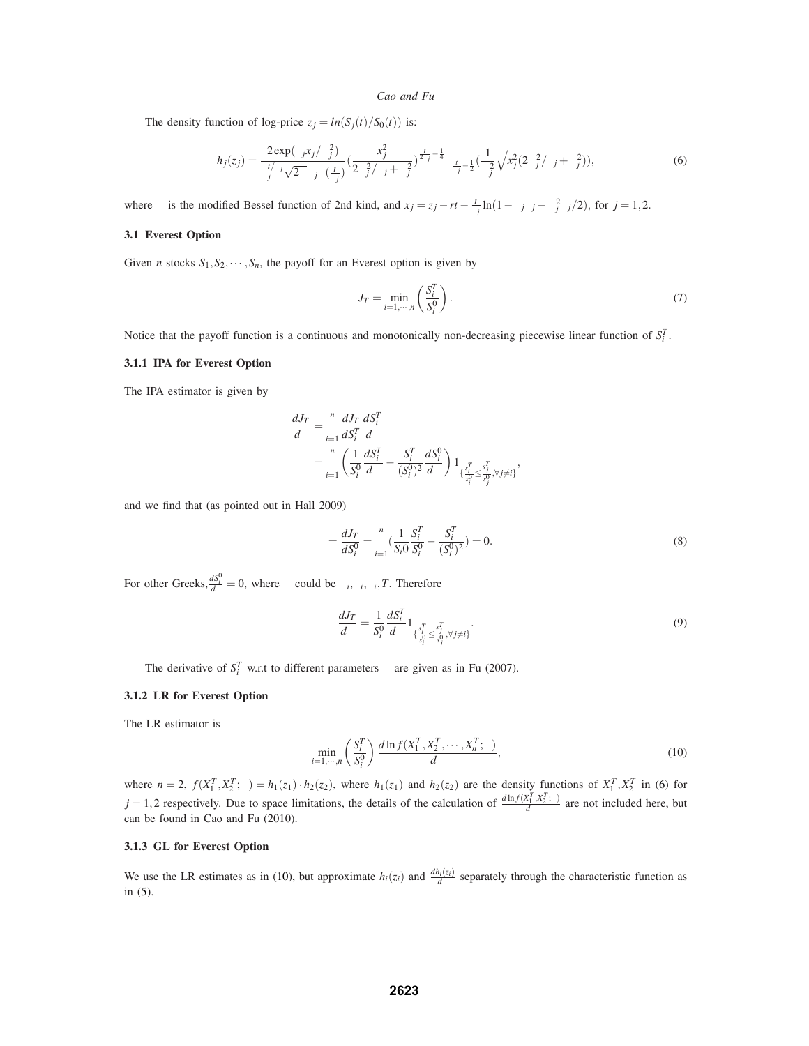The density function of log-price $z_j = ln(S_j(t)/S_0(t))$ is:

$$h_j(z_j) = \frac{2\exp(\theta_j x_j/\sigma_j^2)}{\nu_j^{t/\nu_j}\sqrt{2\pi}\sigma_j\Gamma(\frac{t}{\nu_j})}\left(\frac{x_j^2}{2\sigma_j^2/\nu_j+\theta_j^2}\right)^{\frac{t}{2\nu_j}-\frac{1}{4}} K_{\frac{t}{\nu_j}-\frac{1}{2}}\left(\frac{1}{\sigma_j^2}\sqrt{x_j^2(2\sigma_j^2/\nu_j+\theta_j^2)}\right), \tag{6}$$

where $K$ is the modified Bessel function of 2nd kind, and $x_j = z_j - rt - \frac{t}{\nu_j}\ln(1-\theta_j\nu_j-\sigma_j^2\nu_j/2)$, for $j = 1,2$.

### 3.1 Everest Option

Given $n$ stocks $S_1, S_2, \cdots, S_n$, the payoff for an Everest option is given by

$$J_T = \min_{i=1,\cdots,n}\left(\frac{S_i^T}{S_i^0}\right). \tag{7}$$

Notice that the payoff function is a continuous and monotonically non-decreasing piecewise linear function of $S_i^T$.

#### 3.1.1 IPA for Everest Option

The IPA estimator is given by

$$\begin{aligned}
\frac{dJ_T}{d\theta} &= \sum_{i=1}^{n}\frac{dJ_T}{dS_i^T}\frac{dS_i^T}{d\theta} \\
&= \sum_{i=1}^{n}\left(\frac{1}{S_i^0}\frac{dS_i^T}{d\theta} - \frac{S_i^T}{(S_i^0)^2}\frac{dS_i^0}{d\theta}\right)1_{\{\frac{S_i^T}{S_i^0}\leq\frac{S_j^T}{S_j^0},\forall j\neq i\}},
\end{aligned}$$

and we find that (as pointed out in Hall 2009)

$$\Delta = \frac{dJ_T}{dS_i^0} = \sum_{i=1}^{n}\left(\frac{1}{S_i 0}\frac{S_i^T}{S_i^0} - \frac{S_i^T}{(S_i^0)^2}\right) = 0. \tag{8}$$

For other Greeks, $\frac{dS_i^0}{d\theta} = 0$, where $\theta$ could be $\sigma_i, \theta_i, \nu_i, T$. Therefore

$$\frac{dJ_T}{d\theta} = \frac{1}{S_i^0}\frac{dS_i^T}{d\theta}1_{\{\frac{S_i^T}{S_i^0}\leq\frac{S_j^T}{S_j^0},\forall j\neq i\}}. \tag{9}$$

The derivative of $S_i^T$ w.r.t to different parameters $\theta$ are given as in Fu (2007).

#### 3.1.2 LR for Everest Option

The LR estimator is

$$\min_{i=1,\cdots,n}\left(\frac{S_i^T}{S_i^0}\right)\frac{d\ln f(X_1^T, X_2^T, \cdots, X_n^T;\theta)}{d\theta}, \tag{10}$$

where $n = 2$, $f(X_1^T, X_2^T;\theta) = h_1(z_1)\cdot h_2(z_2)$, where $h_1(z_1)$ and $h_2(z_2)$ are the density functions of $X_1^T, X_2^T$ in (6) for $j = 1,2$ respectively. Due to space limitations, the details of the calculation of $\frac{d\ln f(X_1^T, X_2^T;\theta)}{d\theta}$ are not included here, but can be found in Cao and Fu (2010).

#### 3.1.3 GL for Everest Option

We use the LR estimates as in (10), but approximate $h_i(z_i)$ and $\frac{dh_i(z_i)}{d\theta}$ separately through the characteristic function as in (5).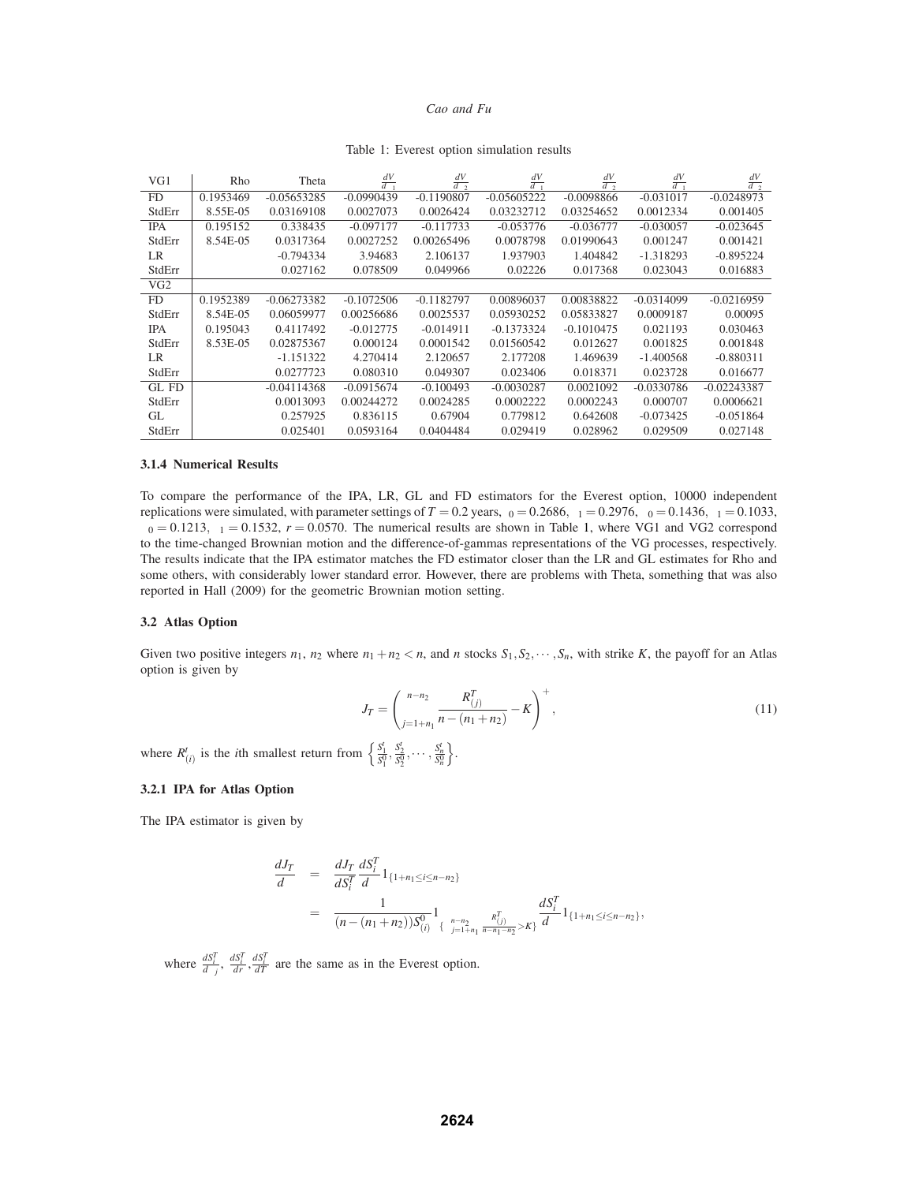Table 1: Everest option simulation results

| VG1 | Rho | Theta | $\frac{dV}{d_1}$ | $\frac{dV}{d_2}$ | $\frac{dV}{d_1}$ | $\frac{dV}{d_2}$ | $\frac{dV}{d_1}$ | $\frac{dV}{d_2}$ |
|---|---|---|---|---|---|---|---|---|
| FD | 0.1953469 | -0.05653285 | -0.0990439 | -0.1190807 | -0.05605222 | -0.0098866 | -0.031017 | -0.0248973 |
| StdErr | 8.55E-05 | 0.03169108 | 0.0027073 | 0.0026424 | 0.03232712 | 0.03254652 | 0.0012334 | 0.001405 |
| IPA | 0.195152 | 0.338435 | -0.097177 | -0.117733 | -0.053776 | -0.036777 | -0.030057 | -0.023645 |
| StdErr | 8.54E-05 | 0.0317364 | 0.0027252 | 0.00265496 | 0.0078798 | 0.01990643 | 0.001247 | 0.001421 |
| LR | | -0.794334 | 3.94683 | 2.106137 | 1.937903 | 1.404842 | -1.318293 | -0.895224 |
| StdErr | | 0.027162 | 0.078509 | 0.049966 | 0.02226 | 0.017368 | 0.023043 | 0.016883 |
| VG2 | | | | | | | | |
| FD | 0.1952389 | -0.06273382 | -0.1072506 | -0.1182797 | 0.00896037 | 0.00838822 | -0.0314099 | -0.0216959 |
| StdErr | 8.54E-05 | 0.06059977 | 0.00256686 | 0.0025537 | 0.05930252 | 0.05833827 | 0.0009187 | 0.00095 |
| IPA | 0.195043 | 0.4117492 | -0.012775 | -0.014911 | -0.1373324 | -0.1010475 | 0.021193 | 0.030463 |
| StdErr | 8.53E-05 | 0.02875367 | 0.000124 | 0.0001542 | 0.01560542 | 0.012627 | 0.001825 | 0.001848 |
| LR | | -1.151322 | 4.270414 | 2.120657 | 2.177208 | 1.469639 | -1.400568 | -0.880311 |
| StdErr | | 0.0277723 | 0.080310 | 0.049307 | 0.023406 | 0.018371 | 0.023728 | 0.016677 |
| GL FD | | -0.04114368 | -0.0915674 | -0.100493 | -0.0030287 | 0.0021092 | -0.0330786 | -0.02243387 |
| StdErr | | 0.0013093 | 0.00244272 | 0.0024285 | 0.0002222 | 0.0002243 | 0.000707 | 0.0006621 |
| GL | | 0.257925 | 0.836115 | 0.67904 | 0.779812 | 0.642608 | -0.073425 | -0.051864 |
| StdErr | | 0.025401 | 0.0593164 | 0.0404484 | 0.029419 | 0.028962 | 0.029509 | 0.027148 |

#### 3.1.4 Numerical Results

To compare the performance of the IPA, LR, GL and FD estimators for the Everest option, 10000 independent replications were simulated, with parameter settings of $T = 0.2$ years, $_0 = 0.2686$, $_1 = 0.2976$, $_0 = 0.1436$, $_1 = 0.1033$, $_0 = 0.1213$, $_1 = 0.1532$, $r = 0.0570$. The numerical results are shown in Table 1, where VG1 and VG2 correspond to the time-changed Brownian motion and the difference-of-gammas representations of the VG processes, respectively. The results indicate that the IPA estimator matches the FD estimator closer than the LR and GL estimates for Rho and some others, with considerably lower standard error. However, there are problems with Theta, something that was also reported in Hall (2009) for the geometric Brownian motion setting.

### 3.2 Atlas Option

Given two positive integers $n_1$, $n_2$ where $n_1 + n_2 < n$, and $n$ stocks $S_1, S_2, \cdots, S_n$, with strike $K$, the payoff for an Atlas option is given by

$$J_T = \left( \sum_{j=1+n_1}^{n-n_2} \frac{R^T_{(j)}}{n-(n_1+n_2)} - K \right)^+, \tag{11}$$

where $R^t_{(i)}$ is the $i$th smallest return from $\left\{ \frac{S^t_1}{S^0_1}, \frac{S^t_2}{S^0_2}, \cdots, \frac{S^t_n}{S^0_n} \right\}$.

#### 3.2.1 IPA for Atlas Option

The IPA estimator is given by

$$\begin{aligned} \frac{dJ_T}{d} &= \frac{dJ_T}{dS^T_i} \frac{dS^T_i}{d} 1_{\{1+n_1 \le i \le n-n_2\}} \\ &= \frac{1}{(n-(n_1+n_2))S^0_{(i)}} 1_{\{\sum_{j=1+n_1}^{n-n_2} \frac{R^T_{(j)}}{n-n_1-n_2} > K\}} \frac{dS^T_i}{d} 1_{\{1+n_1 \le i \le n-n_2\}}, \end{aligned}$$

where $\frac{dS^T_i}{d_j}$, $\frac{dS^T_i}{dr}$, $\frac{dS^T_i}{dT}$ are the same as in the Everest option.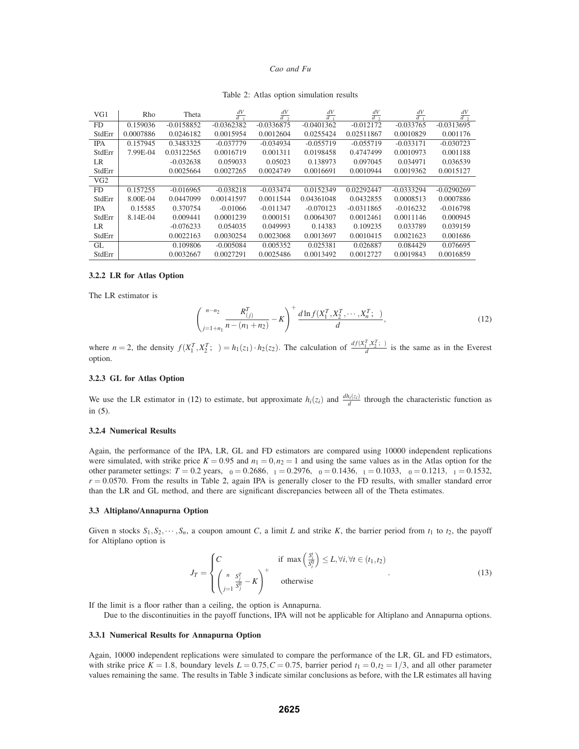Table 2: Atlas option simulation results

| VG1 | Rho | Theta | $\frac{dV}{d\sigma_1}$ | $\frac{dV}{d\sigma_2}$ | $\frac{dV}{d\nu_1}$ | $\frac{dV}{d\nu_2}$ | $\frac{dV}{d\theta_1}$ | $\frac{dV}{d\theta_2}$ |
|---|---|---|---|---|---|---|---|---|
| FD | 0.159036 | -0.0158852 | -0.0362382 | -0.0336875 | -0.0401362 | -0.012172 | -0.033765 | -0.0313695 |
| StdErr | 0.0007886 | 0.0246182 | 0.0015954 | 0.0012604 | 0.0255424 | 0.02511867 | 0.0010829 | 0.001176 |
| IPA | 0.157945 | 0.3483325 | -0.037779 | -0.034934 | -0.055719 | -0.055719 | -0.033171 | -0.030723 |
| StdErr | 7.99E-04 | 0.03122565 | 0.0016719 | 0.001311 | 0.0198458 | 0.4747499 | 0.0010973 | 0.001188 |
| LR | | -0.032638 | 0.059033 | 0.05023 | 0.138973 | 0.097045 | 0.034971 | 0.036539 |
| StdErr | | 0.0025664 | 0.0027265 | 0.0024749 | 0.0016691 | 0.0010944 | 0.0019362 | 0.0015127 |
| VG2 | | | | | | | | |
| FD | 0.157255 | -0.016965 | -0.038218 | -0.033474 | 0.0152349 | 0.02292447 | -0.0333294 | -0.0290269 |
| StdErr | 8.00E-04 | 0.0447099 | 0.00141597 | 0.0011544 | 0.04361048 | 0.0432855 | 0.0008513 | 0.0007886 |
| IPA | 0.15585 | 0.370754 | -0.01066 | -0.011347 | -0.070123 | -0.0311865 | -0.016232 | -0.016798 |
| StdErr | 8.14E-04 | 0.009441 | 0.0001239 | 0.000151 | 0.0064307 | 0.0012461 | 0.0011146 | 0.000945 |
| LR | | -0.076233 | 0.054035 | 0.049993 | 0.14383 | 0.109235 | 0.033789 | 0.039159 |
| StdErr | | 0.0022163 | 0.0030254 | 0.0023068 | 0.0013697 | 0.0010415 | 0.0021623 | 0.001686 |
| GL | | 0.109806 | -0.005084 | 0.005352 | 0.025381 | 0.026887 | 0.084429 | 0.076695 |
| StdErr | | 0.0032667 | 0.0027291 | 0.0025486 | 0.0013492 | 0.0012727 | 0.0019843 | 0.0016859 |

#### 3.2.2 LR for Atlas Option

The LR estimator is

$$\left(\sum_{j=1+n_1}^{n-n_2} \frac{R_{(j)}^T}{n-(n_1+n_2)} - K\right)^+ \frac{d\ln f(X_1^T, X_2^T, \cdots, X_n^T; \theta)}{d\theta}, \tag{12}$$

where $n = 2$, the density $f(X_1^T, X_2^T; \theta) = h_1(z_1) \cdot h_2(z_2)$. The calculation of $\frac{df(X_1^T, X_2^T; \theta)}{d\theta}$ is the same as in the Everest option.

#### 3.2.3 GL for Atlas Option

We use the LR estimator in (12) to estimate, but approximate $h_i(z_i)$ and $\frac{dh_i(z_i)}{d\theta}$ through the characteristic function as in (5).

#### 3.2.4 Numerical Results

Again, the performance of the IPA, LR, GL and FD estimators are compared using 10000 independent replications were simulated, with strike price $K = 0.95$ and $n_1 = 0, n_2 = 1$ and using the same values as in the Atlas option for the other parameter settings: $T = 0.2$ years, $\sigma_0 = 0.2686$, $\sigma_1 = 0.2976$, $\nu_0 = 0.1436$, $\nu_1 = 0.1033$, $\theta_0 = 0.1213$, $\theta_1 = 0.1532$, $r = 0.0570$. From the results in Table 2, again IPA is generally closer to the FD results, with smaller standard error than the LR and GL method, and there are significant discrepancies between all of the Theta estimates.

### 3.3 Altiplano/Annapurna Option

Given n stocks $S_1, S_2, \cdots, S_n$, a coupon amount $C$, a limit $L$ and strike $K$, the barrier period from $t_1$ to $t_2$, the payoff for Altiplano option is

$$J_T = \begin{cases} C & \text{if } \max\left(\frac{S_i^t}{S_i^0}\right) \le L, \forall i, \forall t \in (t_1, t_2) \\ \left(\sum_{j=1}^{n} \frac{S_j^T}{S_j^0} - K\right)^+ & \text{otherwise} \end{cases}. \tag{13}$$

If the limit is a floor rather than a ceiling, the option is Annapurna.

Due to the discontinuities in the payoff functions, IPA will not be applicable for Altiplano and Annapurna options.

#### 3.3.1 Numerical Results for Annapurna Option

Again, 10000 independent replications were simulated to compare the performance of the LR, GL and FD estimators, with strike price $K = 1.8$, boundary levels $L = 0.75, C = 0.75$, barrier period $t_1 = 0, t_2 = 1/3$, and all other parameter values remaining the same. The results in Table 3 indicate similar conclusions as before, with the LR estimates all having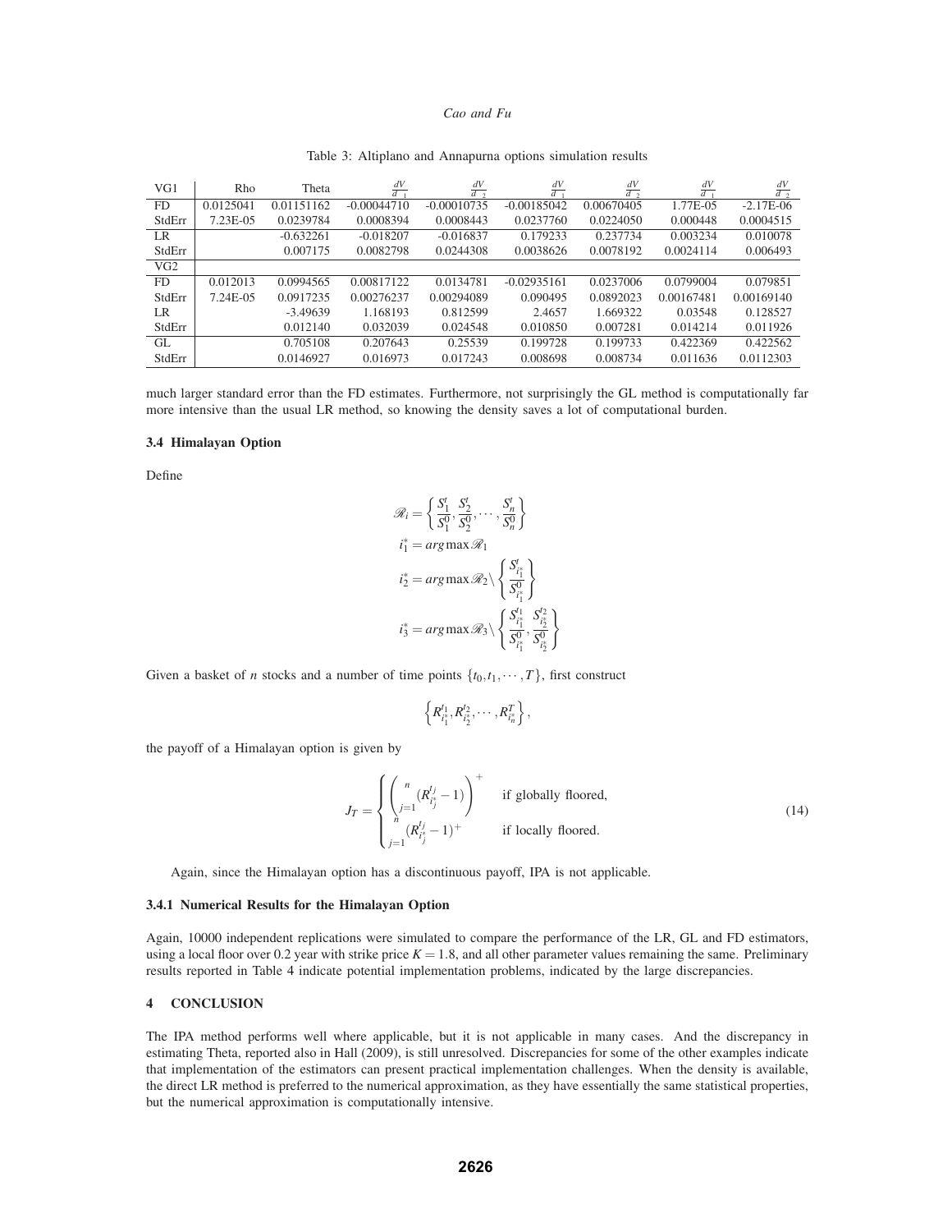Table 3: Altiplano and Annapurna options simulation results

| VG1 | Rho | Theta | $\frac{dV}{d\ _1}$ | $\frac{dV}{d\ _2}$ | $\frac{dV}{d\ _1}$ | $\frac{dV}{d\ _2}$ | $\frac{dV}{d\ _1}$ | $\frac{dV}{d\ _2}$ |
|---|---|---|---|---|---|---|---|---|
| FD | 0.0125041 | 0.01151162 | -0.00044710 | -0.00010735 | -0.00185042 | 0.00670405 | 1.77E-05 | -2.17E-06 |
| StdErr | 7.23E-05 | 0.0239784 | 0.0008394 | 0.0008443 | 0.0237760 | 0.0224050 | 0.000448 | 0.0004515 |
| LR | | -0.632261 | -0.018207 | -0.016837 | 0.179233 | 0.237734 | 0.003234 | 0.010078 |
| StdErr | | 0.007175 | 0.0082798 | 0.0244308 | 0.0038626 | 0.0078192 | 0.0024114 | 0.006493 |
| VG2 | | | | | | | | |
| FD | 0.012013 | 0.0994565 | 0.00817122 | 0.0134781 | -0.02935161 | 0.0237006 | 0.0799004 | 0.079851 |
| StdErr | 7.24E-05 | 0.0917235 | 0.00276237 | 0.00294089 | 0.090495 | 0.0892023 | 0.00167481 | 0.00169140 |
| LR | | -3.49639 | 1.168193 | 0.812599 | 2.4657 | 1.669322 | 0.03548 | 0.128527 |
| StdErr | | 0.012140 | 0.032039 | 0.024548 | 0.010850 | 0.007281 | 0.014214 | 0.011926 |
| GL | | 0.705108 | 0.207643 | 0.25539 | 0.199728 | 0.199733 | 0.422369 | 0.422562 |
| StdErr | | 0.0146927 | 0.016973 | 0.017243 | 0.008698 | 0.008734 | 0.011636 | 0.0112303 |

much larger standard error than the FD estimates. Furthermore, not surprisingly the GL method is computationally far more intensive than the usual LR method, so knowing the density saves a lot of computational burden.

### 3.4 Himalayan Option

Define

$$\mathscr{R}_i = \left\{ \frac{S_1^t}{S_1^0}, \frac{S_2^t}{S_2^0}, \cdots, \frac{S_n^t}{S_n^0} \right\}$$

$$i_1^* = arg\max \mathscr{R}_1$$

$$i_2^* = arg\max \mathscr{R}_2 \setminus \left\{ \frac{S_{i_1^*}^t}{S_{i_1^*}^0} \right\}$$

$$i_3^* = arg\max \mathscr{R}_3 \setminus \left\{ \frac{S_{i_1^*}^{t_1}}{S_{i_1^*}^0}, \frac{S_{i_2^*}^{t_2}}{S_{i_2^*}^0} \right\}$$

Given a basket of $n$ stocks and a number of time points $\{t_0, t_1, \cdots, T\}$, first construct

$$\left\{ R_{i_1^*}^{t_1}, R_{i_2^*}^{t_2}, \cdots, R_{i_n^*}^{T} \right\},$$

the payoff of a Himalayan option is given by

$$J_T = \begin{cases} \left( \sum_{j=1}^{n} (R_{i_j^*}^{t_j} - 1) \right)^+ & \text{if globally floored,} \\ \sum_{j=1}^{n} (R_{i_j^*}^{t_j} - 1)^+ & \text{if locally floored.} \end{cases} \tag{14}$$

Again, since the Himalayan option has a discontinuous payoff, IPA is not applicable.

#### 3.4.1 Numerical Results for the Himalayan Option

Again, 10000 independent replications were simulated to compare the performance of the LR, GL and FD estimators, using a local floor over 0.2 year with strike price $K = 1.8$, and all other parameter values remaining the same. Preliminary results reported in Table 4 indicate potential implementation problems, indicated by the large discrepancies.

## 4 CONCLUSION

The IPA method performs well where applicable, but it is not applicable in many cases. And the discrepancy in estimating Theta, reported also in Hall (2009), is still unresolved. Discrepancies for some of the other examples indicate that implementation of the estimators can present practical implementation challenges. When the density is available, the direct LR method is preferred to the numerical approximation, as they have essentially the same statistical properties, but the numerical approximation is computationally intensive.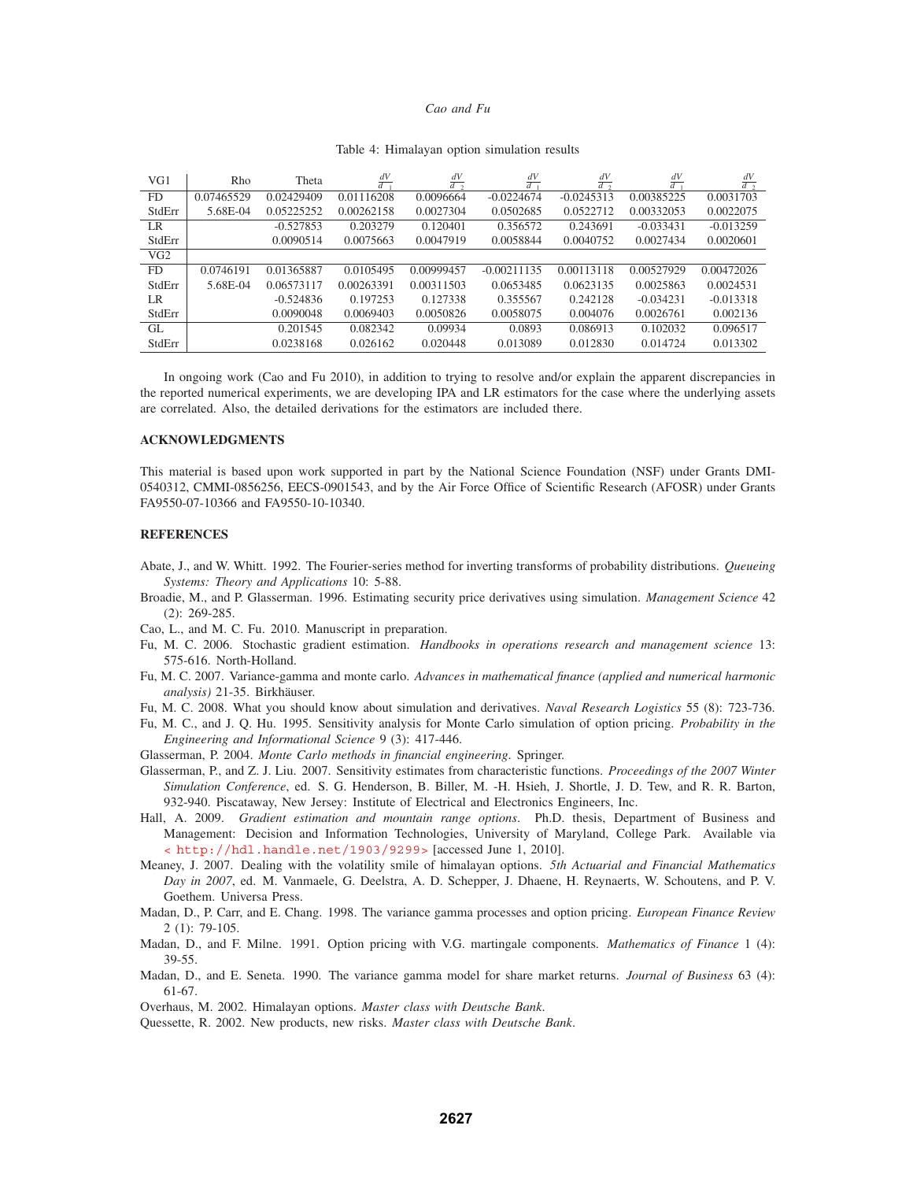Table 4: Himalayan option simulation results

| VG1 | Rho | Theta | $\frac{dV}{d_{1}}$ | $\frac{dV}{d_{2}}$ | $\frac{dV}{d_{1}}$ | $\frac{dV}{d_{2}}$ | $\frac{dV}{d_{1}}$ | $\frac{dV}{d_{2}}$ |
|---|---|---|---|---|---|---|---|---|
| FD | 0.07465529 | 0.02429409 | 0.01116208 | 0.0096664 | -0.0224674 | -0.0245313 | 0.00385225 | 0.0031703 |
| StdErr | 5.68E-04 | 0.05225252 | 0.00262158 | 0.0027304 | 0.0502685 | 0.0522712 | 0.00332053 | 0.0022075 |
| LR | | -0.527853 | 0.203279 | 0.120401 | 0.356572 | 0.243691 | -0.033431 | -0.013259 |
| StdErr | | 0.0090514 | 0.0075663 | 0.0047919 | 0.0058844 | 0.0040752 | 0.0027434 | 0.0020601 |
| VG2 | | | | | | | | |
| FD | 0.0746191 | 0.01365887 | 0.0105495 | 0.00999457 | -0.00211135 | 0.00113118 | 0.00527929 | 0.00472026 |
| StdErr | 5.68E-04 | 0.06573117 | 0.00263391 | 0.00311503 | 0.0653485 | 0.0623135 | 0.0025863 | 0.0024531 |
| LR | | -0.524836 | 0.197253 | 0.127338 | 0.355567 | 0.242128 | -0.034231 | -0.013318 |
| StdErr | | 0.0090048 | 0.0069403 | 0.0050826 | 0.0058075 | 0.004076 | 0.0026761 | 0.002136 |
| GL | | 0.201545 | 0.082342 | 0.09934 | 0.0893 | 0.086913 | 0.102032 | 0.096517 |
| StdErr | | 0.0238168 | 0.026162 | 0.020448 | 0.013089 | 0.012830 | 0.014724 | 0.013302 |

In ongoing work (Cao and Fu 2010), in addition to trying to resolve and/or explain the apparent discrepancies in the reported numerical experiments, we are developing IPA and LR estimators for the case where the underlying assets are correlated. Also, the detailed derivations for the estimators are included there.

## ACKNOWLEDGMENTS

This material is based upon work supported in part by the National Science Foundation (NSF) under Grants DMI-0540312, CMMI-0856256, EECS-0901543, and by the Air Force Office of Scientific Research (AFOSR) under Grants FA9550-07-10366 and FA9550-10-10340.

## REFERENCES

Abate, J., and W. Whitt. 1992. The Fourier-series method for inverting transforms of probability distributions. *Queueing Systems: Theory and Applications* 10: 5-88.

Broadie, M., and P. Glasserman. 1996. Estimating security price derivatives using simulation. *Management Science* 42 (2): 269-285.

Cao, L., and M. C. Fu. 2010. Manuscript in preparation.

Fu, M. C. 2006. Stochastic gradient estimation. *Handbooks in operations research and management science* 13: 575-616. North-Holland.

Fu, M. C. 2007. Variance-gamma and monte carlo. *Advances in mathematical finance (applied and numerical harmonic analysis)* 21-35. Birkhäuser.

Fu, M. C. 2008. What you should know about simulation and derivatives. *Naval Research Logistics* 55 (8): 723-736.

Fu, M. C., and J. Q. Hu. 1995. Sensitivity analysis for Monte Carlo simulation of option pricing. *Probability in the Engineering and Informational Science* 9 (3): 417-446.

Glasserman, P. 2004. *Monte Carlo methods in financial engineering*. Springer.

Glasserman, P., and Z. J. Liu. 2007. Sensitivity estimates from characteristic functions. *Proceedings of the 2007 Winter Simulation Conference*, ed. S. G. Henderson, B. Biller, M. -H. Hsieh, J. Shortle, J. D. Tew, and R. R. Barton, 932-940. Piscataway, New Jersey: Institute of Electrical and Electronics Engineers, Inc.

Hall, A. 2009. *Gradient estimation and mountain range options*. Ph.D. thesis, Department of Business and Management: Decision and Information Technologies, University of Maryland, College Park. Available via < http://hdl.handle.net/1903/9299> [accessed June 1, 2010].

Meaney, J. 2007. Dealing with the volatility smile of himalayan options. *5th Actuarial and Financial Mathematics Day in 2007*, ed. M. Vanmaele, G. Deelstra, A. D. Schepper, J. Dhaene, H. Reynaerts, W. Schoutens, and P. V. Goethem. Universa Press.

Madan, D., P. Carr, and E. Chang. 1998. The variance gamma processes and option pricing. *European Finance Review* 2 (1): 79-105.

Madan, D., and F. Milne. 1991. Option pricing with V.G. martingale components. *Mathematics of Finance* 1 (4): 39-55.

Madan, D., and E. Seneta. 1990. The variance gamma model for share market returns. *Journal of Business* 63 (4): 61-67.

Overhaus, M. 2002. Himalayan options. *Master class with Deutsche Bank*.

Quessette, R. 2002. New products, new risks. *Master class with Deutsche Bank*.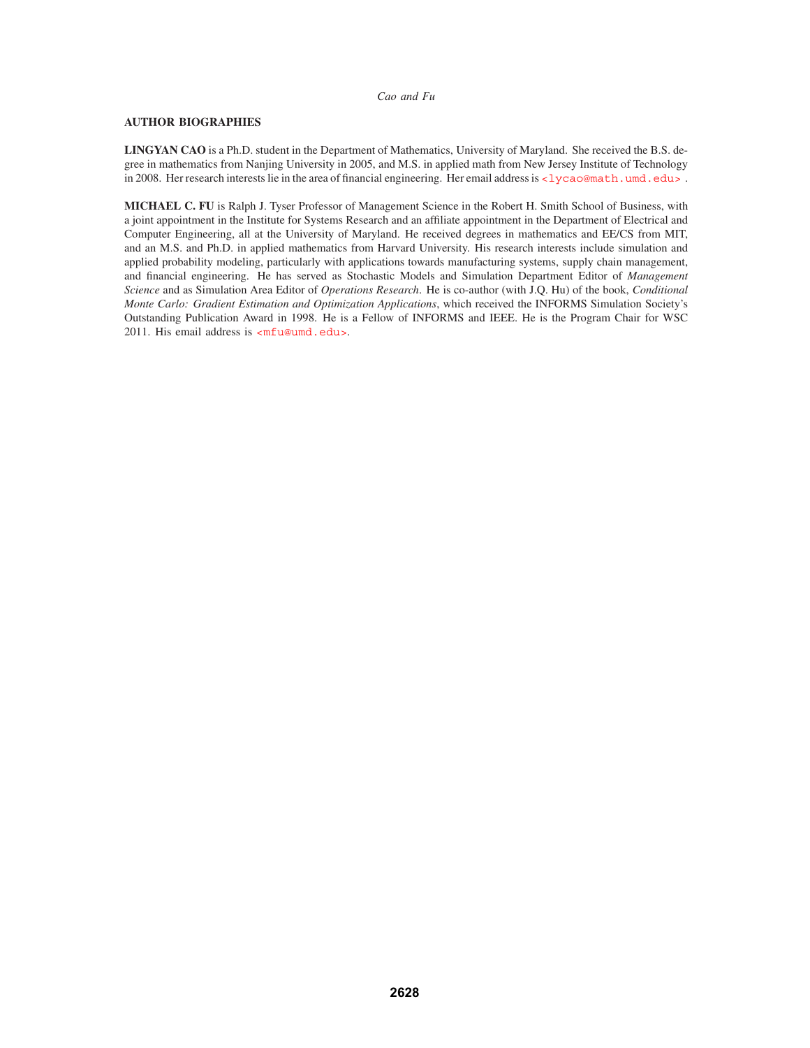## AUTHOR BIOGRAPHIES

**LINGYAN CAO** is a Ph.D. student in the Department of Mathematics, University of Maryland. She received the B.S. degree in mathematics from Nanjing University in 2005, and M.S. in applied math from New Jersey Institute of Technology in 2008. Her research interests lie in the area of financial engineering. Her email address is <lycao@math.umd.edu> .

**MICHAEL C. FU** is Ralph J. Tyser Professor of Management Science in the Robert H. Smith School of Business, with a joint appointment in the Institute for Systems Research and an affiliate appointment in the Department of Electrical and Computer Engineering, all at the University of Maryland. He received degrees in mathematics and EE/CS from MIT, and an M.S. and Ph.D. in applied mathematics from Harvard University. His research interests include simulation and applied probability modeling, particularly with applications towards manufacturing systems, supply chain management, and financial engineering. He has served as Stochastic Models and Simulation Department Editor of *Management Science* and as Simulation Area Editor of *Operations Research*. He is co-author (with J.Q. Hu) of the book, *Conditional Monte Carlo: Gradient Estimation and Optimization Applications*, which received the INFORMS Simulation Society's Outstanding Publication Award in 1998. He is a Fellow of INFORMS and IEEE. He is the Program Chair for WSC 2011. His email address is <mfu@umd.edu>.